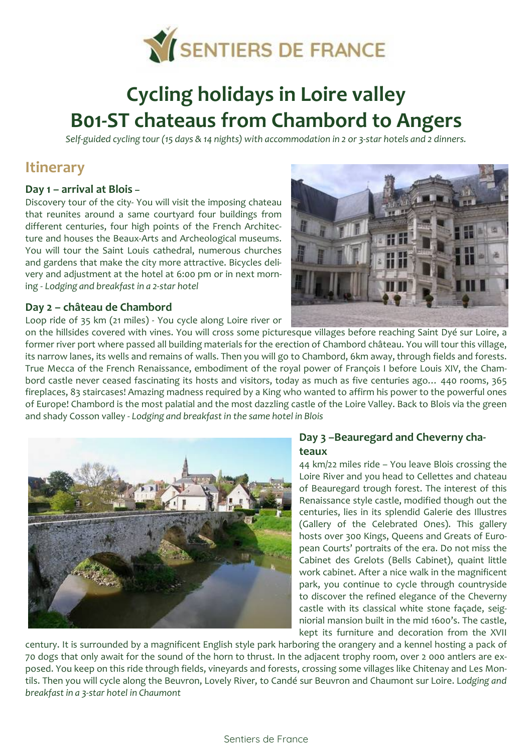# Cycling holidays in Loire valley
# B01-ST chateaus from Chambord to Angers

*Self-guided cycling tour (15 days & 14 nights) with accommodation in 2 or 3-star hotels and 2 dinners.*

## Itinerary

### Day 1 – arrival at Blois –

Discovery tour of the city- You will visit the imposing chateau that reunites around a same courtyard four buildings from different centuries, four high points of the French Architecture and houses the Beaux-Arts and Archeological museums. You will tour the Saint Louis cathedral, numerous churches and gardens that make the city more attractive. Bicycles delivery and adjustment at the hotel at 6:00 pm or in next morning - *Lodging and breakfast in a 2-star hotel*

### Day 2 – château de Chambord

Loop ride of 35 km (21 miles) - You cycle along Loire river or on the hillsides covered with vines. You will cross some picturesque villages before reaching Saint Dyé sur Loire, a former river port where passed all building materials for the erection of Chambord château. You will tour this village, its narrow lanes, its wells and remains of walls. Then you will go to Chambord, 6km away, through fields and forests. True Mecca of the French Renaissance, embodiment of the royal power of François I before Louis XIV, the Chambord castle never ceased fascinating its hosts and visitors, today as much as five centuries ago… 440 rooms, 365 fireplaces, 83 staircases! Amazing madness required by a King who wanted to affirm his power to the powerful ones of Europe! Chambord is the most palatial and the most dazzling castle of the Loire Valley. Back to Blois via the green and shady Cosson valley - *Lodging and breakfast in the same hotel in Blois*

### Day 3 –Beauregard and Cheverny chateaux

44 km/22 miles ride – You leave Blois crossing the Loire River and you head to Cellettes and chateau of Beauregard trough forest. The interest of this Renaissance style castle, modified though out the centuries, lies in its splendid Galerie des Illustres (Gallery of the Celebrated Ones). This gallery hosts over 300 Kings, Queens and Greats of European Courts' portraits of the era. Do not miss the Cabinet des Grelots (Bells Cabinet), quaint little work cabinet. After a nice walk in the magnificent park, you continue to cycle through countryside to discover the refined elegance of the Cheverny castle with its classical white stone façade, seigniorial mansion built in the mid 1600's. The castle, kept its furniture and decoration from the XVII century. It is surrounded by a magnificent English style park harboring the orangery and a kennel hosting a pack of 70 dogs that only await for the sound of the horn to thrust. In the adjacent trophy room, over 2 000 antlers are exposed. You keep on this ride through fields, vineyards and forests, crossing some villages like Chitenay and Les Montils. Then you will cycle along the Beuvron, Lovely River, to Candé sur Beuvron and Chaumont sur Loire. L*odging and breakfast in a 3-star hotel in Chaumont*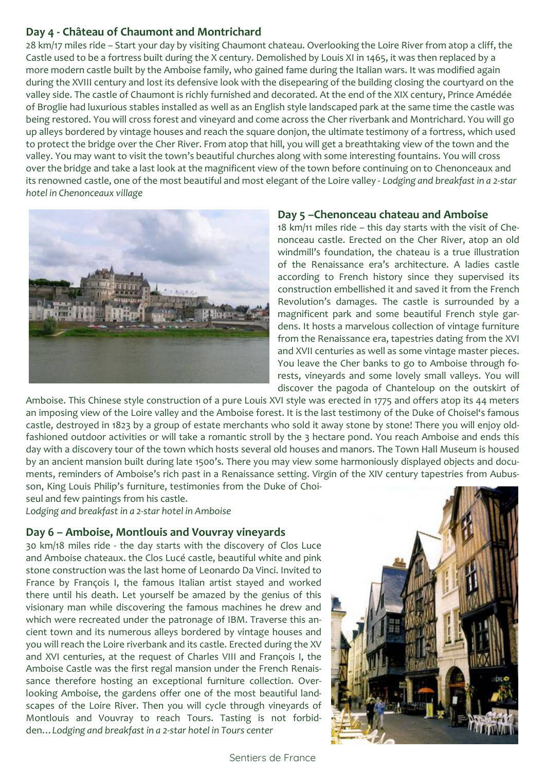## Day 4 - Château of Chaumont and Montrichard

28 km/17 miles ride – Start your day by visiting Chaumont chateau. Overlooking the Loire River from atop a cliff, the Castle used to be a fortress built during the X century. Demolished by Louis XI in 1465, it was then replaced by a more modern castle built by the Amboise family, who gained fame during the Italian wars. It was modified again during the XVIII century and lost its defensive look with the disepearing of the building closing the courtyard on the valley side. The castle of Chaumont is richly furnished and decorated. At the end of the XIX century, Prince Amédée of Broglie had luxurious stables installed as well as an English style landscaped park at the same time the castle was being restored. You will cross forest and vineyard and come across the Cher riverbank and Montrichard. You will go up alleys bordered by vintage houses and reach the square donjon, the ultimate testimony of a fortress, which used to protect the bridge over the Cher River. From atop that hill, you will get a breathtaking view of the town and the valley. You may want to visit the town's beautiful churches along with some interesting fountains. You will cross over the bridge and take a last look at the magnificent view of the town before continuing on to Chenonceaux and its renowned castle, one of the most beautiful and most elegant of the Loire valley - *Lodging and breakfast in a 2-star hotel in Chenonceaux village*

## Day 5 –Chenonceau chateau and Amboise

18 km/11 miles ride – this day starts with the visit of Chenonceau castle. Erected on the Cher River, atop an old windmill's foundation, the chateau is a true illustration of the Renaissance era's architecture. A ladies castle according to French history since they supervised its construction embellished it and saved it from the French Revolution's damages. The castle is surrounded by a magnificent park and some beautiful French style gardens. It hosts a marvelous collection of vintage furniture from the Renaissance era, tapestries dating from the XVI and XVII centuries as well as some vintage master pieces. You leave the Cher banks to go to Amboise through forests, vineyards and some lovely small valleys. You will discover the pagoda of Chanteloup on the outskirt of Amboise. This Chinese style construction of a pure Louis XVI style was erected in 1775 and offers atop its 44 meters an imposing view of the Loire valley and the Amboise forest. It is the last testimony of the Duke of Choisel's famous castle, destroyed in 1823 by a group of estate merchants who sold it away stone by stone! There you will enjoy old-fashioned outdoor activities or will take a romantic stroll by the 3 hectare pond. You reach Amboise and ends this day with a discovery tour of the town which hosts several old houses and manors. The Town Hall Museum is housed by an ancient mansion built during late 1500's. There you may view some harmoniously displayed objects and documents, reminders of Amboise's rich past in a Renaissance setting. Virgin of the XIV century tapestries from Aubusson, King Louis Philip's furniture, testimonies from the Duke of Choiseul and few paintings from his castle.

*Lodging and breakfast in a 2-star hotel in Amboise*

## Day 6 – Amboise, Montlouis and Vouvray vineyards

30 km/18 miles ride - the day starts with the discovery of Clos Luce and Amboise chateaux. the Clos Lucé castle, beautiful white and pink stone construction was the last home of Leonardo Da Vinci. Invited to France by François I, the famous Italian artist stayed and worked there until his death. Let yourself be amazed by the genius of this visionary man while discovering the famous machines he drew and which were recreated under the patronage of IBM. Traverse this ancient town and its numerous alleys bordered by vintage houses and you will reach the Loire riverbank and its castle. Erected during the XV and XVI centuries, at the request of Charles VIII and François I, the Amboise Castle was the first regal mansion under the French Renaissance therefore hosting an exceptional furniture collection. Overlooking Amboise, the gardens offer one of the most beautiful landscapes of the Loire River. Then you will cycle through vineyards of Montlouis and Vouvray to reach Tours. Tasting is not forbidden… *Lodging and breakfast in a 2-star hotel in Tours center*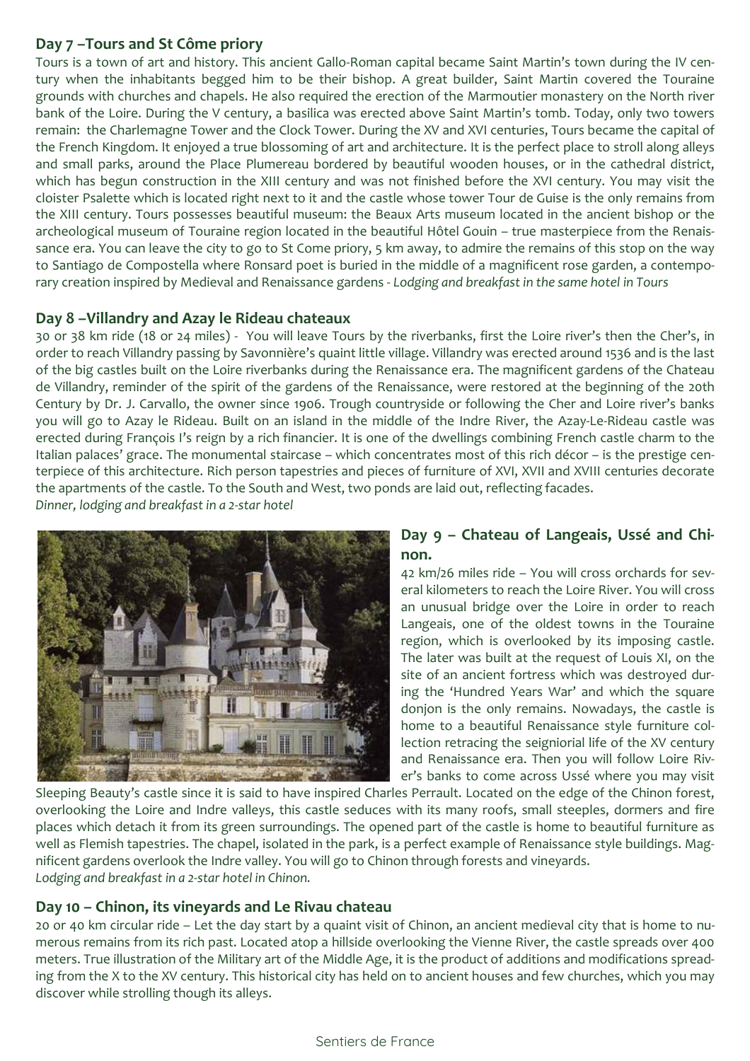## Day 7 –Tours and St Côme priory

Tours is a town of art and history. This ancient Gallo-Roman capital became Saint Martin's town during the IV century when the inhabitants begged him to be their bishop. A great builder, Saint Martin covered the Touraine grounds with churches and chapels. He also required the erection of the Marmoutier monastery on the North river bank of the Loire. During the V century, a basilica was erected above Saint Martin's tomb. Today, only two towers remain: the Charlemagne Tower and the Clock Tower. During the XV and XVI centuries, Tours became the capital of the French Kingdom. It enjoyed a true blossoming of art and architecture. It is the perfect place to stroll along alleys and small parks, around the Place Plumereau bordered by beautiful wooden houses, or in the cathedral district, which has begun construction in the XIII century and was not finished before the XVI century. You may visit the cloister Psalette which is located right next to it and the castle whose tower Tour de Guise is the only remains from the XIII century. Tours possesses beautiful museum: the Beaux Arts museum located in the ancient bishop or the archeological museum of Touraine region located in the beautiful Hôtel Gouin – true masterpiece from the Renaissance era. You can leave the city to go to St Come priory, 5 km away, to admire the remains of this stop on the way to Santiago de Compostella where Ronsard poet is buried in the middle of a magnificent rose garden, a contemporary creation inspired by Medieval and Renaissance gardens - *Lodging and breakfast in the same hotel in Tours*

## Day 8 –Villandry and Azay le Rideau chateaux

30 or 38 km ride (18 or 24 miles) - You will leave Tours by the riverbanks, first the Loire river's then the Cher's, in order to reach Villandry passing by Savonnière's quaint little village. Villandry was erected around 1536 and is the last of the big castles built on the Loire riverbanks during the Renaissance era. The magnificent gardens of the Chateau de Villandry, reminder of the spirit of the gardens of the Renaissance, were restored at the beginning of the 20th Century by Dr. J. Carvallo, the owner since 1906. Trough countryside or following the Cher and Loire river's banks you will go to Azay le Rideau. Built on an island in the middle of the Indre River, the Azay-Le-Rideau castle was erected during François I's reign by a rich financier. It is one of the dwellings combining French castle charm to the Italian palaces' grace. The monumental staircase – which concentrates most of this rich décor – is the prestige centerpiece of this architecture. Rich person tapestries and pieces of furniture of XVI, XVII and XVIII centuries decorate the apartments of the castle. To the South and West, two ponds are laid out, reflecting facades.
*Dinner, lodging and breakfast in a 2-star hotel*

## Day 9 – Chateau of Langeais, Ussé and Chinon.

42 km/26 miles ride – You will cross orchards for several kilometers to reach the Loire River. You will cross an unusual bridge over the Loire in order to reach Langeais, one of the oldest towns in the Touraine region, which is overlooked by its imposing castle. The later was built at the request of Louis XI, on the site of an ancient fortress which was destroyed during the 'Hundred Years War' and which the square donjon is the only remains. Nowadays, the castle is home to a beautiful Renaissance style furniture collection retracing the seigniorial life of the XV century and Renaissance era. Then you will follow Loire River's banks to come across Ussé where you may visit Sleeping Beauty's castle since it is said to have inspired Charles Perrault. Located on the edge of the Chinon forest, overlooking the Loire and Indre valleys, this castle seduces with its many roofs, small steeples, dormers and fire places which detach it from its green surroundings. The opened part of the castle is home to beautiful furniture as well as Flemish tapestries. The chapel, isolated in the park, is a perfect example of Renaissance style buildings. Magnificent gardens overlook the Indre valley. You will go to Chinon through forests and vineyards.
*Lodging and breakfast in a 2-star hotel in Chinon.*

## Day 10 – Chinon, its vineyards and Le Rivau chateau

20 or 40 km circular ride – Let the day start by a quaint visit of Chinon, an ancient medieval city that is home to numerous remains from its rich past. Located atop a hillside overlooking the Vienne River, the castle spreads over 400 meters. True illustration of the Military art of the Middle Age, it is the product of additions and modifications spreading from the X to the XV century. This historical city has held on to ancient houses and few churches, which you may discover while strolling though its alleys.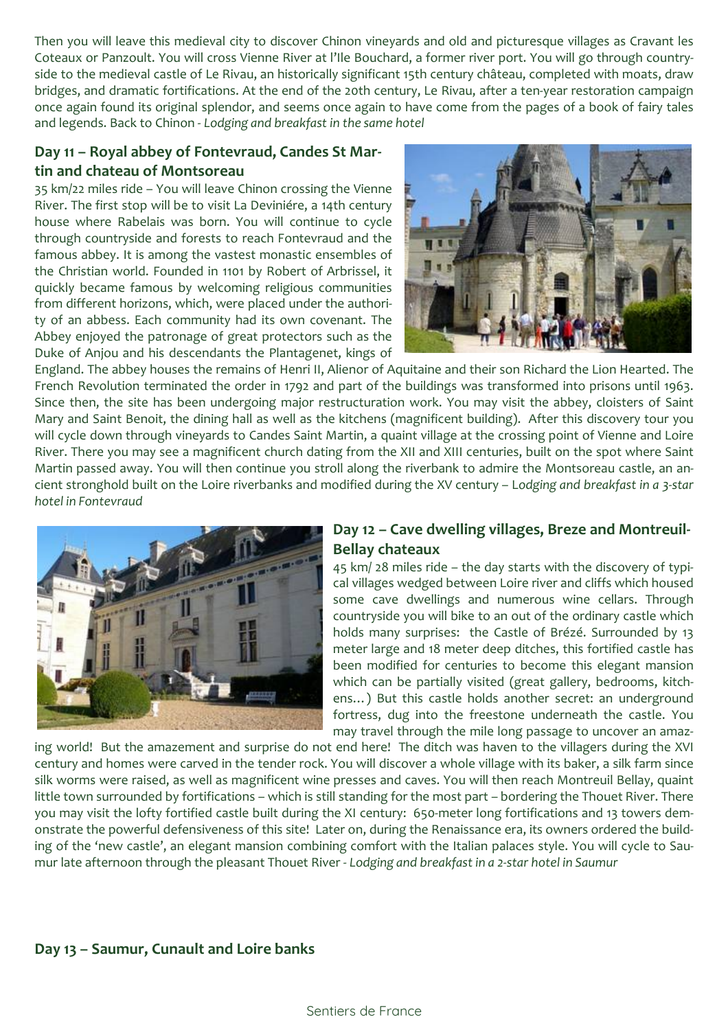Then you will leave this medieval city to discover Chinon vineyards and old and picturesque villages as Cravant les Coteaux or Panzoult. You will cross Vienne River at l'Ile Bouchard, a former river port. You will go through countryside to the medieval castle of Le Rivau, an historically significant 15th century château, completed with moats, draw bridges, and dramatic fortifications. At the end of the 20th century, Le Rivau, after a ten-year restoration campaign once again found its original splendor, and seems once again to have come from the pages of a book of fairy tales and legends. Back to Chinon - *Lodging and breakfast in the same hotel*

## Day 11 – Royal abbey of Fontevraud, Candes St Martin and chateau of Montsoreau

35 km/22 miles ride – You will leave Chinon crossing the Vienne River. The first stop will be to visit La Deviniére, a 14th century house where Rabelais was born. You will continue to cycle through countryside and forests to reach Fontevraud and the famous abbey. It is among the vastest monastic ensembles of the Christian world. Founded in 1101 by Robert of Arbrissel, it quickly became famous by welcoming religious communities from different horizons, which, were placed under the authority of an abbess. Each community had its own covenant. The Abbey enjoyed the patronage of great protectors such as the Duke of Anjou and his descendants the Plantagenet, kings of England. The abbey houses the remains of Henri II, Alienor of Aquitaine and their son Richard the Lion Hearted. The French Revolution terminated the order in 1792 and part of the buildings was transformed into prisons until 1963. Since then, the site has been undergoing major restructuration work. You may visit the abbey, cloisters of Saint Mary and Saint Benoit, the dining hall as well as the kitchens (magnificent building). After this discovery tour you will cycle down through vineyards to Candes Saint Martin, a quaint village at the crossing point of Vienne and Loire River. There you may see a magnificent church dating from the XII and XIII centuries, built on the spot where Saint Martin passed away. You will then continue you stroll along the riverbank to admire the Montsoreau castle, an ancient stronghold built on the Loire riverbanks and modified during the XV century – L*odging and breakfast in a 3-star hotel in Fontevraud*

## Day 12 – Cave dwelling villages, Breze and Montreuil-Bellay chateaux

45 km/ 28 miles ride – the day starts with the discovery of typical villages wedged between Loire river and cliffs which housed some cave dwellings and numerous wine cellars. Through countryside you will bike to an out of the ordinary castle which holds many surprises: the Castle of Brézé. Surrounded by 13 meter large and 18 meter deep ditches, this fortified castle has been modified for centuries to become this elegant mansion which can be partially visited (great gallery, bedrooms, kitchens…) But this castle holds another secret: an underground fortress, dug into the freestone underneath the castle. You may travel through the mile long passage to uncover an amazing world! But the amazement and surprise do not end here! The ditch was haven to the villagers during the XVI century and homes were carved in the tender rock. You will discover a whole village with its baker, a silk farm since silk worms were raised, as well as magnificent wine presses and caves. You will then reach Montreuil Bellay, quaint little town surrounded by fortifications – which is still standing for the most part – bordering the Thouet River. There you may visit the lofty fortified castle built during the XI century: 650-meter long fortifications and 13 towers demonstrate the powerful defensiveness of this site! Later on, during the Renaissance era, its owners ordered the building of the 'new castle', an elegant mansion combining comfort with the Italian palaces style. You will cycle to Saumur late afternoon through the pleasant Thouet River - *Lodging and breakfast in a 2-star hotel in Saumur*

## Day 13 – Saumur, Cunault and Loire banks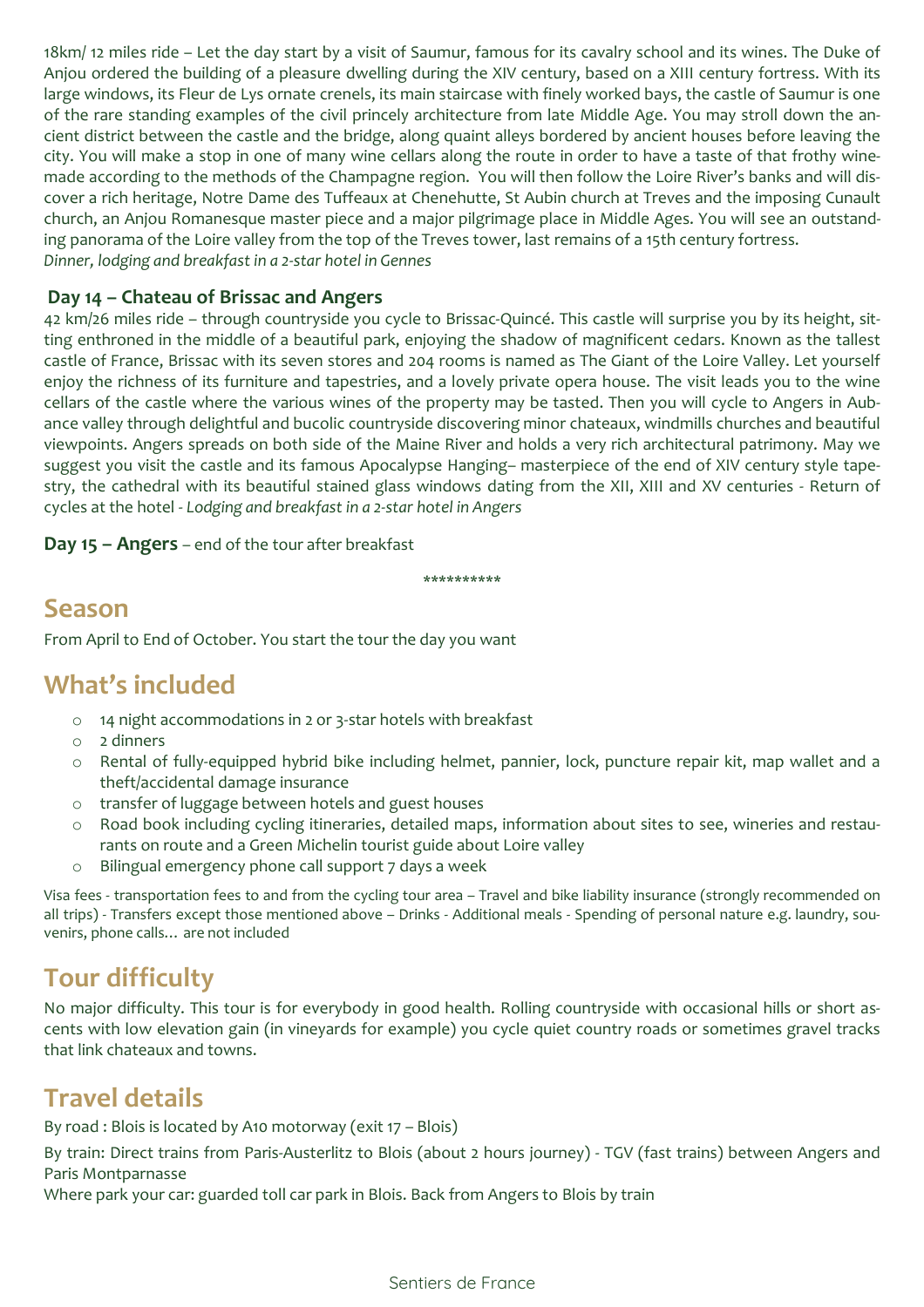18km/ 12 miles ride – Let the day start by a visit of Saumur, famous for its cavalry school and its wines. The Duke of Anjou ordered the building of a pleasure dwelling during the XIV century, based on a XIII century fortress. With its large windows, its Fleur de Lys ornate crenels, its main staircase with finely worked bays, the castle of Saumur is one of the rare standing examples of the civil princely architecture from late Middle Age. You may stroll down the ancient district between the castle and the bridge, along quaint alleys bordered by ancient houses before leaving the city. You will make a stop in one of many wine cellars along the route in order to have a taste of that frothy wine-made according to the methods of the Champagne region. You will then follow the Loire River's banks and will discover a rich heritage, Notre Dame des Tuffeaux at Chenehutte, St Aubin church at Treves and the imposing Cunault church, an Anjou Romanesque master piece and a major pilgrimage place in Middle Ages. You will see an outstanding panorama of the Loire valley from the top of the Treves tower, last remains of a 15th century fortress.
*Dinner, lodging and breakfast in a 2-star hotel in Gennes*

### Day 14 – Chateau of Brissac and Angers

42 km/26 miles ride – through countryside you cycle to Brissac-Quincé. This castle will surprise you by its height, sitting enthroned in the middle of a beautiful park, enjoying the shadow of magnificent cedars. Known as the tallest castle of France, Brissac with its seven stores and 204 rooms is named as The Giant of the Loire Valley. Let yourself enjoy the richness of its furniture and tapestries, and a lovely private opera house. The visit leads you to the wine cellars of the castle where the various wines of the property may be tasted. Then you will cycle to Angers in Aubance valley through delightful and bucolic countryside discovering minor chateaux, windmills churches and beautiful viewpoints. Angers spreads on both side of the Maine River and holds a very rich architectural patrimony. May we suggest you visit the castle and its famous Apocalypse Hanging– masterpiece of the end of XIV century style tapestry, the cathedral with its beautiful stained glass windows dating from the XII, XIII and XV centuries - Return of cycles at the hotel - *Lodging and breakfast in a 2-star hotel in Angers*

**Day 15 – Angers** – end of the tour after breakfast

**********

## Season

From April to End of October. You start the tour the day you want

## What's included

- 14 night accommodations in 2 or 3-star hotels with breakfast
- 2 dinners
- Rental of fully-equipped hybrid bike including helmet, pannier, lock, puncture repair kit, map wallet and a theft/accidental damage insurance
- transfer of luggage between hotels and guest houses
- Road book including cycling itineraries, detailed maps, information about sites to see, wineries and restaurants on route and a Green Michelin tourist guide about Loire valley
- Bilingual emergency phone call support 7 days a week

Visa fees - transportation fees to and from the cycling tour area – Travel and bike liability insurance (strongly recommended on all trips) - Transfers except those mentioned above – Drinks - Additional meals - Spending of personal nature e.g. laundry, souvenirs, phone calls… are not included

## Tour difficulty

No major difficulty. This tour is for everybody in good health. Rolling countryside with occasional hills or short ascents with low elevation gain (in vineyards for example) you cycle quiet country roads or sometimes gravel tracks that link chateaux and towns.

## Travel details

By road : Blois is located by A10 motorway (exit 17 – Blois)

By train: Direct trains from Paris-Austerlitz to Blois (about 2 hours journey) - TGV (fast trains) between Angers and Paris Montparnasse
Where park your car: guarded toll car park in Blois. Back from Angers to Blois by train